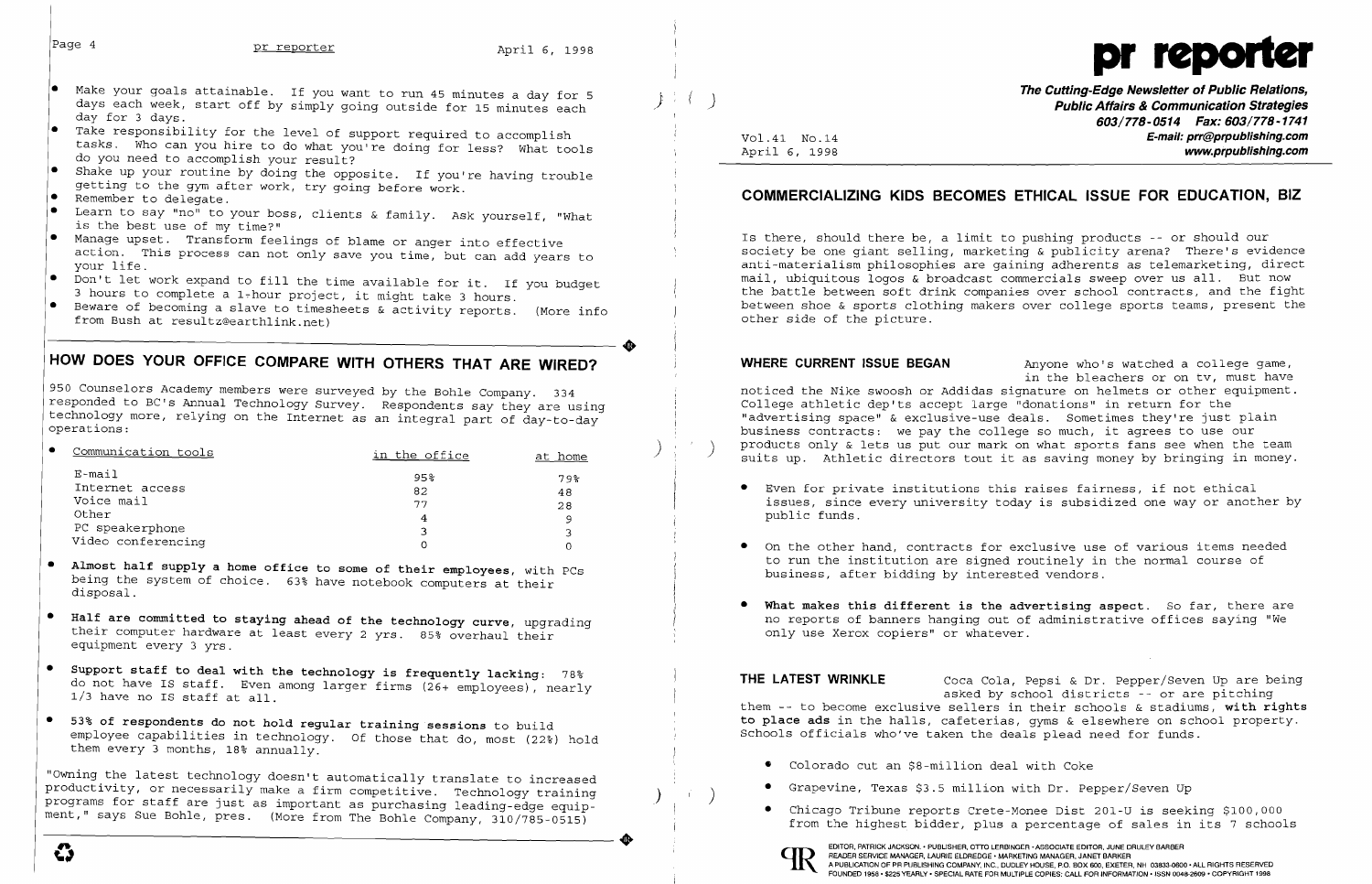- Make your goals attainable. If you want to run 45 minutes a day for 5 days each week, start off by simply going outside for 15 minutes each day for 3 days.
- Take responsibility for the level of support required to accomplish tasks. Who can you hire to do what you're doing for less? What tools do you need to accomplish your result?
- Shake up your routine by doing the opposite. If you're having trouble getting to the gym after work, try going before work.
- Remember to delegate.
- Learn to say "no" to your boss, clients & family. Ask yourself, "What is the best use of my time?"
- Manage upset. Transform feelings of blame or anger into effective action. This process can not only save you time, but can add years to your life.
- Don't let work expand to fill the time available for it. If you budget 3 hours to complete a 1-hour project, it might take 3 hours.
- Beware of becoming a slave to timesheets & activity reports. (More info from Bush at resultz@earthlink.net)

## HOW DOES YOUR OFFICE COMPARE WITH OTHERS THAT ARE WIRED?

950 Counselors Academy members were surveyed by the Bohle Company. 334 responded to BC's Annual Technology Survey. Respondents say they are using technology more, relying on the Internet as an integral part of day-to-day operations:

| Communication tools | in the office | at home |
|---|---|---|
| E-mail | 95% | 79% |
| Internet access | 82 | 48 |
| Voice mail | 77 | 28 |
| Other | 4 | 9 |
| PC speakerphone | 3 | 3 |
| Video conferencing | 0 | 0 |

- **Almost half supply a home office to some of their employees**, with PCs being the system of choice. 63% have notebook computers at their disposal.
- **Half are committed to staying ahead of the technology curve**, upgrading their computer hardware at least every 2 yrs. 85% overhaul their equipment every 3 yrs.
- **Support staff to deal with the technology is frequently lacking**: 78% do not have IS staff. Even among larger firms (26+ employees), nearly 1/3 have no IS staff at all.
- **53% of respondents do not hold regular training sessions** to build employee capabilities in technology. Of those that do, most (22%) hold them every 3 months, 18% annually.

"Owning the latest technology doesn't automatically translate to increased productivity, or necessarily make a firm competitive. Technology training programs for staff are just as important as purchasing leading-edge equipment," says Sue Bohle, pres. (More from The Bohle Company, 310/785-0515)

# pr reporter

***The Cutting-Edge Newsletter of Public Relations, Public Affairs & Communication Strategies***
***603/778-0514 Fax: 603/778-1741***
***E-mail: prr@prpublishing.com***
***www.prpublishing.com***

Vol.41 No.14
April 6, 1998

## COMMERCIALIZING KIDS BECOMES ETHICAL ISSUE FOR EDUCATION, BIZ

Is there, should there be, a limit to pushing products -- or should our society be one giant selling, marketing & publicity arena? There's evidence anti-materialism philosophies are gaining adherents as telemarketing, direct mail, ubiquitous logos & broadcast commercials sweep over us all. But now the battle between soft drink companies over school contracts, and the fight between shoe & sports clothing makers over college sports teams, present the other side of the picture.

**WHERE CURRENT ISSUE BEGAN** Anyone who's watched a college game, in the bleachers or on tv, must have noticed the Nike swoosh or Addidas signature on helmets or other equipment. College athletic dep'ts accept large "donations" in return for the "advertising space" & exclusive-use deals. Sometimes they're just plain business contracts: we pay the college so much, it agrees to use our products only & lets us put our mark on what sports fans see when the team suits up. Athletic directors tout it as saving money by bringing in money.

- Even for private institutions this raises fairness, if not ethical issues, since every university today is subsidized one way or another by public funds.
- On the other hand, contracts for exclusive use of various items needed to run the institution are signed routinely in the normal course of business, after bidding by interested vendors.
- **What makes this different is the advertising aspect**. So far, there are no reports of banners hanging out of administrative offices saying "We only use Xerox copiers" or whatever.

**THE LATEST WRINKLE** Coca Cola, Pepsi & Dr. Pepper/Seven Up are being asked by school districts -- or are pitching them -- to become exclusive sellers in their schools & stadiums, **with rights to place ads** in the halls, cafeterias, gyms & elsewhere on school property. Schools officials who've taken the deals plead need for funds.

- Colorado cut an $8-million deal with Coke
- Grapevine, Texas $3.5 million with Dr. Pepper/Seven Up
- Chicago Tribune reports Crete-Monee Dist 201-U is seeking $100,000 from the highest bidder, plus a percentage of sales in its 7 schools

EDITOR, PATRICK JACKSON • PUBLISHER, OTTO LERBINGER • ASSOCIATE EDITOR, JUNE DRULEY BARBER
READER SERVICE MANAGER, LAURIE ELDREDGE • MARKETING MANAGER, JANET BARKER
A PUBLICATION OF PR PUBLISHING COMPANY, INC., DUDLEY HOUSE, P.O. BOX 600, EXETER, NH 03833-0600 • ALL RIGHTS RESERVED
FOUNDED 1958 • $225 YEARLY • SPECIAL RATE FOR MULTIPLE COPIES: CALL FOR INFORMATION • ISSN 0048-2609 • COPYRIGHT 1998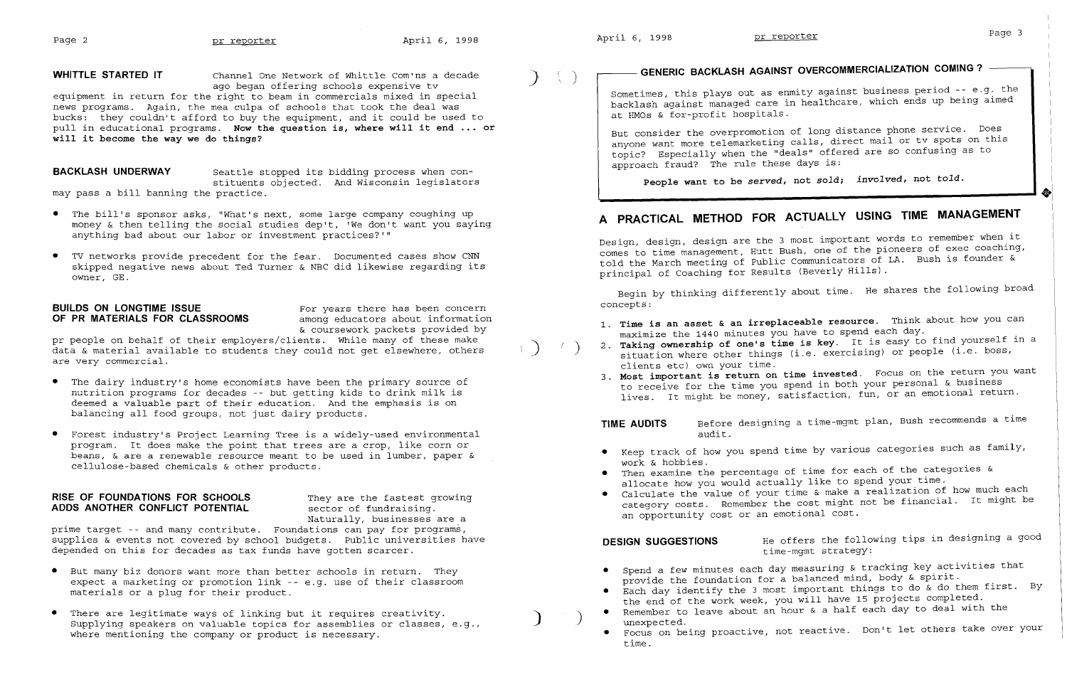**WHITTLE STARTED IT** Channel One Network of Whittle Com'ns a decade ago began offering schools expensive tv equipment in return for the right to beam in commercials mixed in special news programs. Again, the mea culpa of schools that took the deal was bucks: they couldn't afford to buy the equipment, and it could be used to pull in educational programs. **Now the question is, where will it end ... or will it become the way we do things?**

**BACKLASH UNDERWAY** Seattle stopped its bidding process when constituents objected. And Wisconsin legislators may pass a bill banning the practice.

- The bill's sponsor asks, "What's next, some large company coughing up money & then telling the social studies dep't, 'We don't want you saying anything bad about our labor or investment practices?'"
- TV networks provide precedent for the fear. Documented cases show CNN skipped negative news about Ted Turner & NBC did likewise regarding its owner, GE.

**BUILDS ON LONGTIME ISSUE OF PR MATERIALS FOR CLASSROOMS** For years there has been concern among educators about information & coursework packets provided by pr people on behalf of their employers/clients. While many of these make data & material available to students they could not get elsewhere, others are very commercial.

- The dairy industry's home economists have been the primary source of nutrition programs for decades -- but getting kids to drink milk is deemed a valuable part of their education. And the emphasis is on balancing all food groups, not just dairy products.
- Forest industry's Project Learning Tree is a widely-used environmental program. It does make the point that trees are a crop, like corn or beans, & are a renewable resource meant to be used in lumber, paper & cellulose-based chemicals & other products.

**RISE OF FOUNDATIONS FOR SCHOOLS ADDS ANOTHER CONFLICT POTENTIAL** They are the fastest growing sector of fundraising. Naturally, businesses are a prime target -- and many contribute. Foundations can pay for programs, supplies & events not covered by school budgets. Public universities have depended on this for decades as tax funds have gotten scarcer.

- But many biz donors want more than better schools in return. They expect a marketing or promotion link -- e.g. use of their classroom materials or a plug for their product.
- There are legitimate ways of linking but it requires creativity. Supplying speakers on valuable topics for assemblies or classes, e.g., where mentioning the company or product is necessary.

## GENERIC BACKLASH AGAINST OVERCOMMERCIALIZATION COMING?

Sometimes, this plays out as enmity against business period -- e.g. the backlash against managed care in healthcare, which ends up being aimed at HMOs & for-profit hospitals.

But consider the overpromotion of long distance phone service. Does anyone want more telemarketing calls, direct mail or tv spots on this topic? Especially when the "deals" offered are so confusing as to approach fraud? The rule these days is:

**People want to be *served*, not *sold*; *involved*, not *told*.**

## A PRACTICAL METHOD FOR ACTUALLY USING TIME MANAGEMENT

Design, design, design are the 3 most important words to remember when it comes to time management, Hutt Bush, one of the pioneers of exec coaching, told the March meeting of Public Communicators of LA. Bush is founder & principal of Coaching for Results (Beverly Hills).

Begin by thinking differently about time. He shares the following broad concepts:

1. **Time is an asset & an irreplaceable resource.** Think about how you can maximize the 1440 minutes you have to spend each day.
2. **Taking ownership of one's time is key.** It is easy to find yourself in a situation where other things (i.e. exercising) or people (i.e. boss, clients etc) own your time.
3. **Most important is return on time invested.** Focus on the return you want to receive for the time you spend in both your personal & business lives. It might be money, satisfaction, fun, or an emotional return.

**TIME AUDITS** Before designing a time-mgmt plan, Bush recommends a time audit.

- Keep track of how you spend time by various categories such as family, work & hobbies.
- Then examine the percentage of time for each of the categories & allocate how you would actually like to spend your time.
- Calculate the value of your time & make a realization of how much each category costs. Remember the cost might not be financial. It might be an opportunity cost or an emotional cost.

**DESIGN SUGGESTIONS** He offers the following tips in designing a good time-mgmt strategy:

- Spend a few minutes each day measuring & tracking key activities that provide the foundation for a balanced mind, body & spirit.
- Each day identify the 3 most important things to do & do them first. By the end of the work week, you will have 15 projects completed.
- Remember to leave about an hour & a half each day to deal with the unexpected.
- Focus on being proactive, not reactive. Don't let others take over your time.